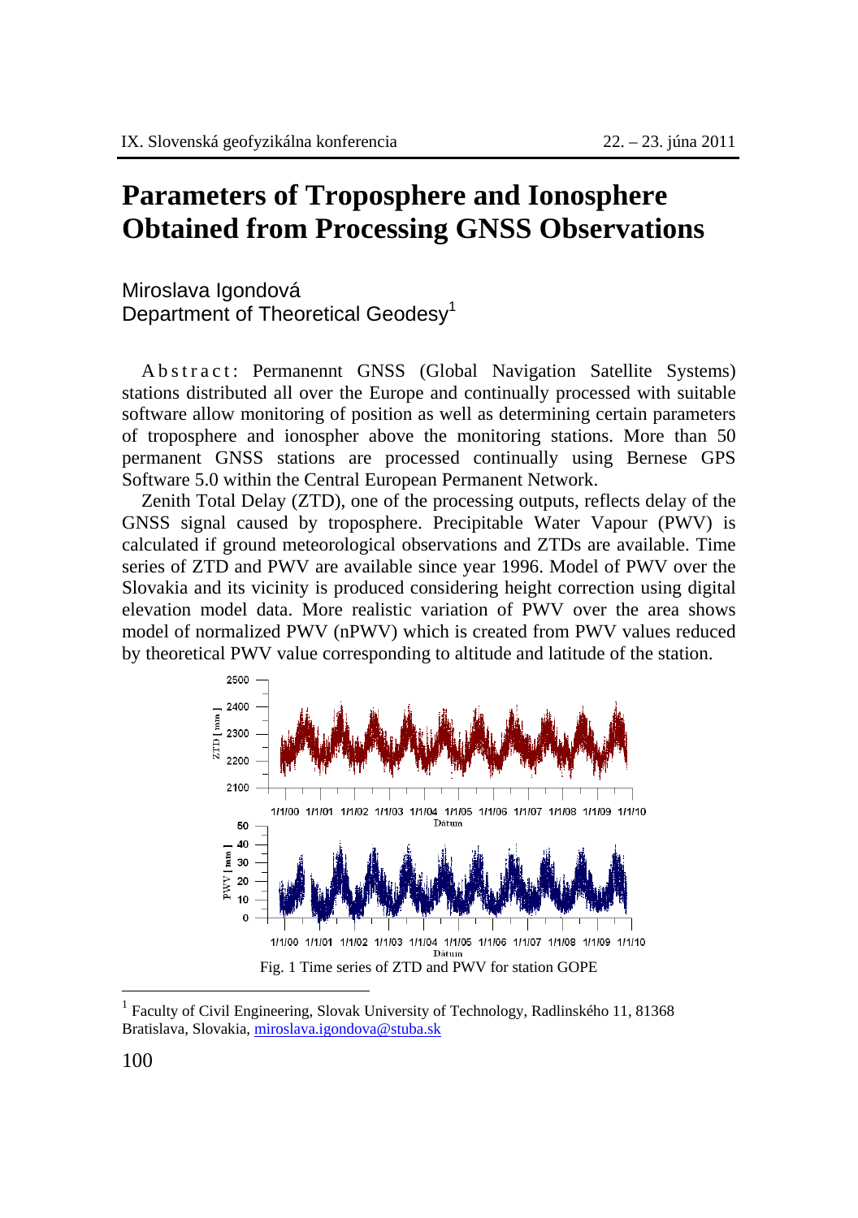# Parameters of Troposphere and Ionosphere Obtained from Processing GNSS Observations

Miroslava Igondová
Department of Theoretical Geodesy[1]

Abstract: Permanennt GNSS (Global Navigation Satellite Systems) stations distributed all over the Europe and continually processed with suitable software allow monitoring of position as well as determining certain parameters of troposphere and ionospher above the monitoring stations. More than 50 permanent GNSS stations are processed continually using Bernese GPS Software 5.0 within the Central European Permanent Network.

Zenith Total Delay (ZTD), one of the processing outputs, reflects delay of the GNSS signal caused by troposphere. Precipitable Water Vapour (PWV) is calculated if ground meteorological observations and ZTDs are available. Time series of ZTD and PWV are available since year 1996. Model of PWV over the Slovakia and its vicinity is produced considering height correction using digital elevation model data. More realistic variation of PWV over the area shows model of normalized PWV (nPWV) which is created from PWV values reduced by theoretical PWV value corresponding to altitude and latitude of the station.

Fig. 1 Time series of ZTD and PWV for station GOPE

[1] Faculty of Civil Engineering, Slovak University of Technology, Radlinského 11, 81368 Bratislava, Slovakia, miroslava.igondova@stuba.sk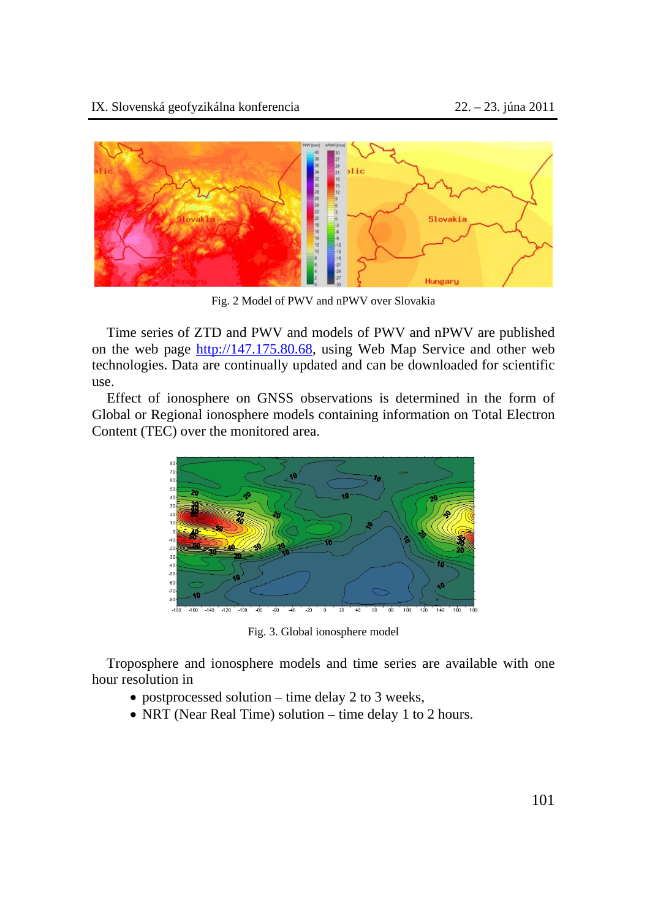Fig. 2 Model of PWV and nPWV over Slovakia

Time series of ZTD and PWV and models of PWV and nPWV are published on the web page http://147.175.80.68, using Web Map Service and other web technologies. Data are continually updated and can be downloaded for scientific use.

Effect of ionosphere on GNSS observations is determined in the form of Global or Regional ionosphere models containing information on Total Electron Content (TEC) over the monitored area.

Fig. 3. Global ionosphere model

Troposphere and ionosphere models and time series are available with one hour resolution in

- postprocessed solution – time delay 2 to 3 weeks,
- NRT (Near Real Time) solution – time delay 1 to 2 hours.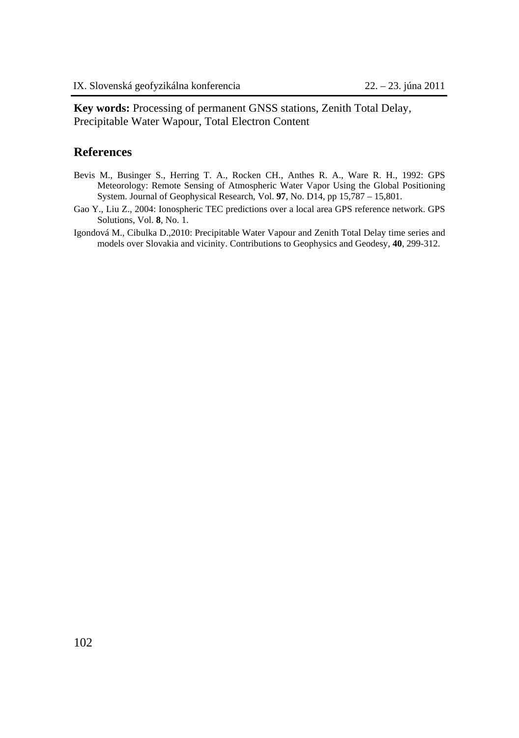**Key words:** Processing of permanent GNSS stations, Zenith Total Delay, Precipitable Water Wapour, Total Electron Content

## References

Bevis M., Businger S., Herring T. A., Rocken CH., Anthes R. A., Ware R. H., 1992: GPS Meteorology: Remote Sensing of Atmospheric Water Vapor Using the Global Positioning System. Journal of Geophysical Research, Vol. **97**, No. D14, pp 15,787 – 15,801.

Gao Y., Liu Z., 2004: Ionospheric TEC predictions over a local area GPS reference network. GPS Solutions, Vol. **8**, No. 1.

Igondová M., Cibulka D.,2010: Precipitable Water Vapour and Zenith Total Delay time series and models over Slovakia and vicinity. Contributions to Geophysics and Geodesy, **40**, 299-312.